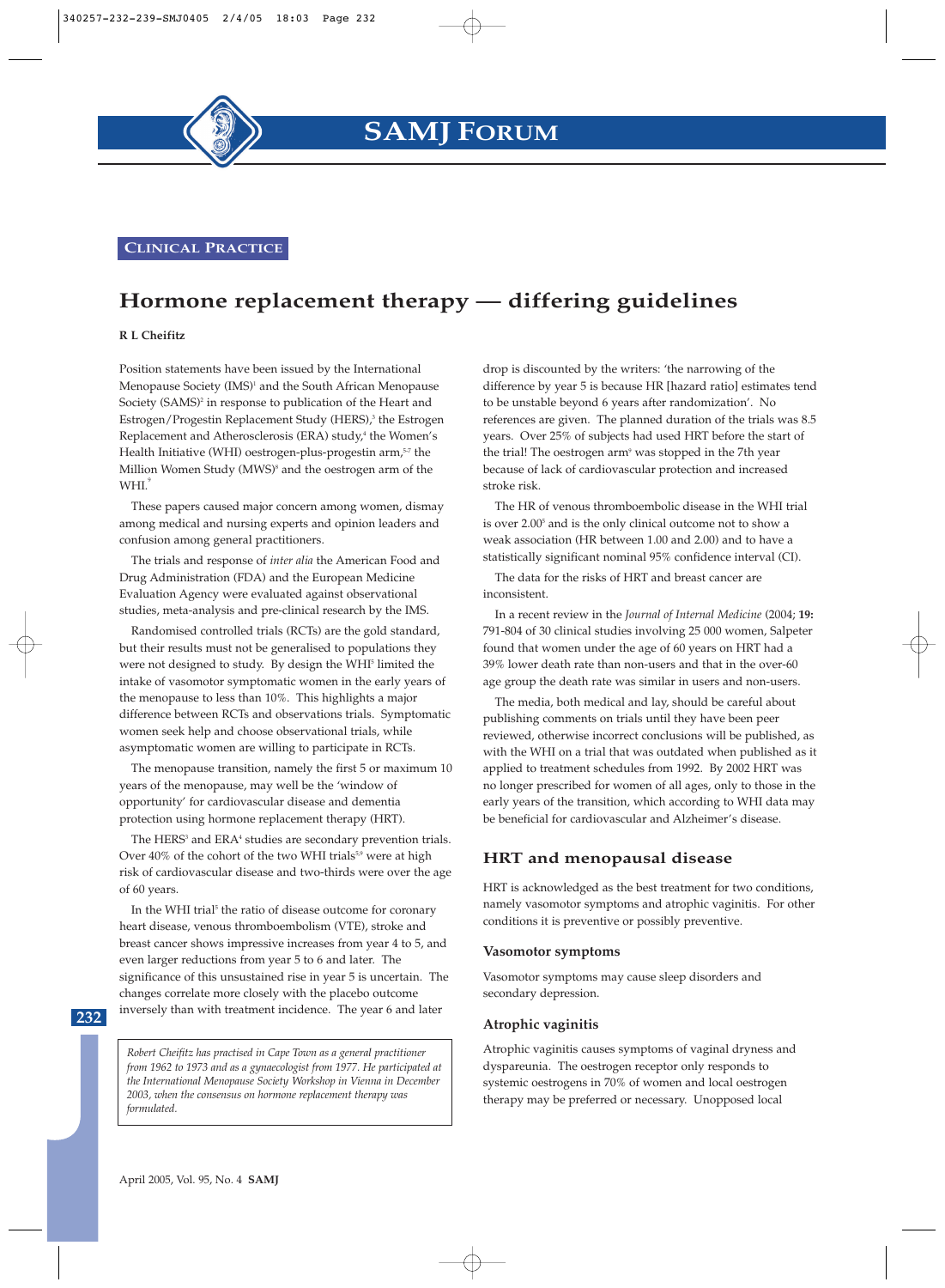SAMJ FORUM

CLINICAL PRACTICE

# Hormone replacement therapy — differing guidelines

**R L Cheifitz**

Position statements have been issued by the International Menopause Society (IMS)[1] and the South African Menopause Society (SAMS)[2] in response to publication of the Heart and Estrogen/Progestin Replacement Study (HERS),[3] the Estrogen Replacement and Atherosclerosis (ERA) study,[4] the Women's Health Initiative (WHI) oestrogen-plus-progestin arm,[5-7] the Million Women Study (MWS)[8] and the oestrogen arm of the WHI.[9]

These papers caused major concern among women, dismay among medical and nursing experts and opinion leaders and confusion among general practitioners.

The trials and response of *inter alia* the American Food and Drug Administration (FDA) and the European Medicine Evaluation Agency were evaluated against observational studies, meta-analysis and pre-clinical research by the IMS.

Randomised controlled trials (RCTs) are the gold standard, but their results must not be generalised to populations they were not designed to study. By design the WHI[5] limited the intake of vasomotor symptomatic women in the early years of the menopause to less than 10%. This highlights a major difference between RCTs and observations trials. Symptomatic women seek help and choose observational trials, while asymptomatic women are willing to participate in RCTs.

The menopause transition, namely the first 5 or maximum 10 years of the menopause, may well be the 'window of opportunity' for cardiovascular disease and dementia protection using hormone replacement therapy (HRT).

The HERS[3] and ERA[4] studies are secondary prevention trials. Over 40% of the cohort of the two WHI trials[5,9] were at high risk of cardiovascular disease and two-thirds were over the age of 60 years.

In the WHI trial[5] the ratio of disease outcome for coronary heart disease, venous thromboembolism (VTE), stroke and breast cancer shows impressive increases from year 4 to 5, and even larger reductions from year 5 to 6 and later. The significance of this unsustained rise in year 5 is uncertain. The changes correlate more closely with the placebo outcome inversely than with treatment incidence. The year 6 and later drop is discounted by the writers: 'the narrowing of the difference by year 5 is because HR [hazard ratio] estimates tend to be unstable beyond 6 years after randomization'. No references are given. The planned duration of the trials was 8.5 years. Over 25% of subjects had used HRT before the start of the trial! The oestrogen arm[9] was stopped in the 7th year because of lack of cardiovascular protection and increased stroke risk.

The HR of venous thromboembolic disease in the WHI trial is over 2.00[5] and is the only clinical outcome not to show a weak association (HR between 1.00 and 2.00) and to have a statistically significant nominal 95% confidence interval (CI).

The data for the risks of HRT and breast cancer are inconsistent.

In a recent review in the *Journal of Internal Medicine* (2004; **19:** 791-804 of 30 clinical studies involving 25 000 women, Salpeter found that women under the age of 60 years on HRT had a 39% lower death rate than non-users and that in the over-60 age group the death rate was similar in users and non-users.

The media, both medical and lay, should be careful about publishing comments on trials until they have been peer reviewed, otherwise incorrect conclusions will be published, as with the WHI on a trial that was outdated when published as it applied to treatment schedules from 1992. By 2002 HRT was no longer prescribed for women of all ages, only to those in the early years of the transition, which according to WHI data may be beneficial for cardiovascular and Alzheimer's disease.

## HRT and menopausal disease

HRT is acknowledged as the best treatment for two conditions, namely vasomotor symptoms and atrophic vaginitis. For other conditions it is preventive or possibly preventive.

### Vasomotor symptoms

Vasomotor symptoms may cause sleep disorders and secondary depression.

### Atrophic vaginitis

Atrophic vaginitis causes symptoms of vaginal dryness and dyspareunia. The oestrogen receptor only responds to systemic oestrogens in 70% of women and local oestrogen therapy may be preferred or necessary. Unopposed local

*Robert Cheifitz has practised in Cape Town as a general practitioner from 1962 to 1973 and as a gynaecologist from 1977. He participated at the International Menopause Society Workshop in Vienna in December 2003, when the consensus on hormone replacement therapy was formulated.*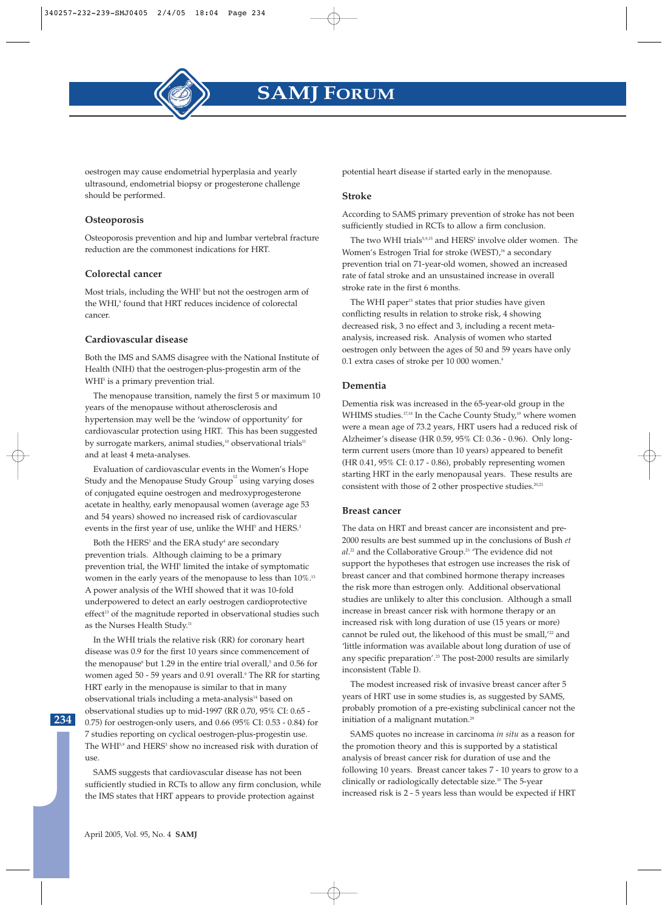oestrogen may cause endometrial hyperplasia and yearly ultrasound, endometrial biopsy or progesterone challenge should be performed.

### Osteoporosis

Osteoporosis prevention and hip and lumbar vertebral fracture reduction are the commonest indications for HRT.

### Colorectal cancer

Most trials, including the WHI[5] but not the oestrogen arm of the WHI,[9] found that HRT reduces incidence of colorectal cancer.

### Cardiovascular disease

Both the IMS and SAMS disagree with the National Institute of Health (NIH) that the oestrogen-plus-progestin arm of the WHI[5] is a primary prevention trial.

The menopause transition, namely the first 5 or maximum 10 years of the menopause without atherosclerosis and hypertension may well be the 'window of opportunity' for cardiovascular protection using HRT. This has been suggested by surrogate markers, animal studies,[10] observational trials[11] and at least 4 meta-analyses.

Evaluation of cardiovascular events in the Women's Hope Study and the Menopause Study Group[12] using varying doses of conjugated equine oestrogen and medroxyprogesterone acetate in healthy, early menopausal women (average age 53 and 54 years) showed no increased risk of cardiovascular events in the first year of use, unlike the WHI[5] and HERS.[3]

Both the HERS[3] and the ERA study[4] are secondary prevention trials. Although claiming to be a primary prevention trial, the WHI[5] limited the intake of symptomatic women in the early years of the menopause to less than 10%.[13] A power analysis of the WHI showed that it was 10-fold underpowered to detect an early oestrogen cardioprotective effect[13] of the magnitude reported in observational studies such as the Nurses Health Study.[11]

In the WHI trials the relative risk (RR) for coronary heart disease was 0.9 for the first 10 years since commencement of the menopause[6] but 1.29 in the entire trial overall,[5] and 0.56 for women aged 50 - 59 years and 0.91 overall.[9] The RR for starting HRT early in the menopause is similar to that in many observational trials including a meta-analysis[14] based on observational studies up to mid-1997 (RR 0.70, 95% CI: 0.65 - 0.75) for oestrogen-only users, and 0.66 (95% CI: 0.53 - 0.84) for 7 studies reporting on cyclical oestrogen-plus-progestin use. The WHI[5,9] and HERS[3] show no increased risk with duration of use.

SAMS suggests that cardiovascular disease has not been sufficiently studied in RCTs to allow any firm conclusion, while the IMS states that HRT appears to provide protection against potential heart disease if started early in the menopause.

### Stroke

According to SAMS primary prevention of stroke has not been sufficiently studied in RCTs to allow a firm conclusion.

The two WHI trials[5,9,15] and HERS[3] involve older women. The Women's Estrogen Trial for stroke (WEST),[16] a secondary prevention trial on 71-year-old women, showed an increased rate of fatal stroke and an unsustained increase in overall stroke rate in the first 6 months.

The WHI paper[15] states that prior studies have given conflicting results in relation to stroke risk, 4 showing decreased risk, 3 no effect and 3, including a recent meta-analysis, increased risk. Analysis of women who started oestrogen only between the ages of 50 and 59 years have only 0.1 extra cases of stroke per 10 000 women.[9]

### Dementia

Dementia risk was increased in the 65-year-old group in the WHIMS studies.[17,18] In the Cache County Study,[19] where women were a mean age of 73.2 years, HRT users had a reduced risk of Alzheimer's disease (HR 0.59, 95% CI: 0.36 - 0.96). Only long-term current users (more than 10 years) appeared to benefit (HR 0.41, 95% CI: 0.17 - 0.86), probably representing women starting HRT in the early menopausal years. These results are consistent with those of 2 other prospective studies.[20,21]

### Breast cancer

The data on HRT and breast cancer are inconsistent and pre-2000 results are best summed up in the conclusions of Bush *et al.*[22] and the Collaborative Group.[23] 'The evidence did not support the hypotheses that estrogen use increases the risk of breast cancer and that combined hormone therapy increases the risk more than estrogen only. Additional observational studies are unlikely to alter this conclusion. Although a small increase in breast cancer risk with hormone therapy or an increased risk with long duration of use (15 years or more) cannot be ruled out, the likehood of this must be small,'[22] and 'little information was available about long duration of use of any specific preparation'.[23] The post-2000 results are similarly inconsistent (Table I).

The modest increased risk of invasive breast cancer after 5 years of HRT use in some studies is, as suggested by SAMS, probably promotion of a pre-existing subclinical cancer not the initiation of a malignant mutation.[29]

SAMS quotes no increase in carcinoma *in situ* as a reason for the promotion theory and this is supported by a statistical analysis of breast cancer risk for duration of use and the following 10 years. Breast cancer takes 7 - 10 years to grow to a clinically or radiologically detectable size.[30] The 5-year increased risk is 2 - 5 years less than would be expected if HRT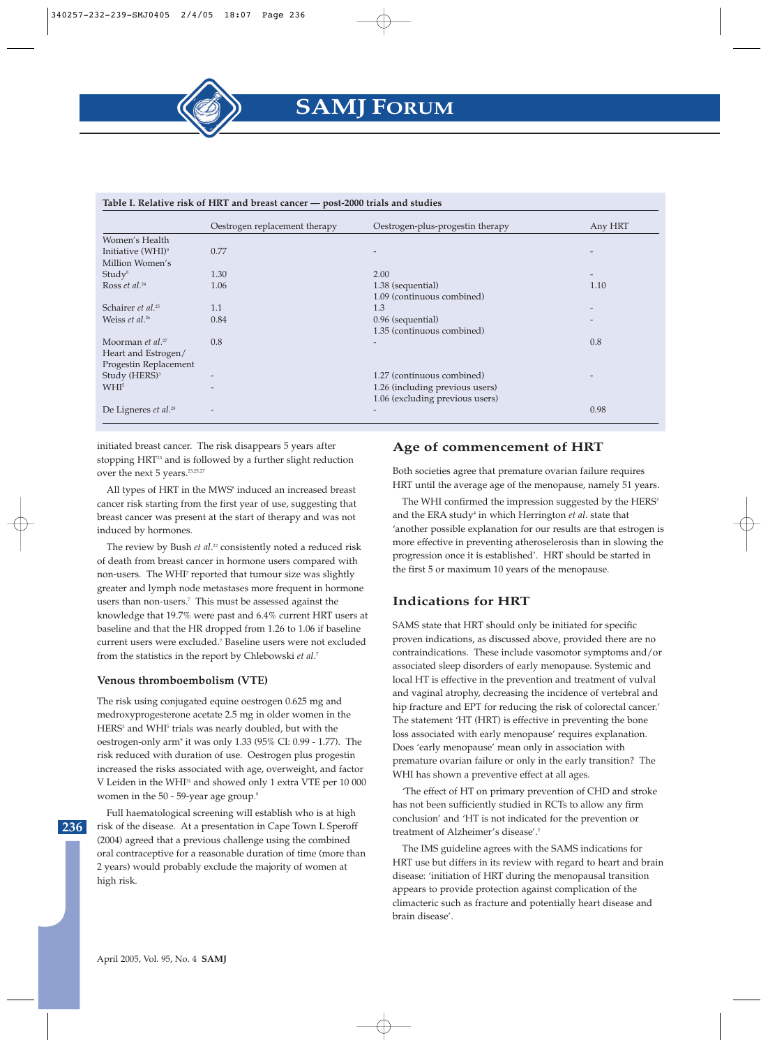**Table I. Relative risk of HRT and breast cancer — post-2000 trials and studies**

| | Oestrogen replacement therapy | Oestrogen-plus-progestin therapy | Any HRT |
|---|---|---|---|
| Women's Health Initiative (WHI)[9] | 0.77 | - | - |
| Million Women's Study[8] | 1.30 | 2.00 | - |
| Ross *et al.*[24] | 1.06 | 1.38 (sequential) 1.09 (continuous combined) | 1.10 |
| Schairer *et al.*[25] | 1.1 | 1.3 | - |
| Weiss *et al.*[26] | 0.84 | 0.96 (sequential) 1.35 (continuous combined) | - |
| Moorman *et al.*[27] | 0.8 | - | 0.8 |
| Heart and Estrogen/ Progestin Replacement Study (HERS)[3] | - | 1.27 (continuous combined) | - |
| WHI[5] | - | 1.26 (including previous users) 1.06 (excluding previous users) | |
| De Lignieres *et al.*[28] | - | - | 0.98 |

initiated breast cancer. The risk disappears 5 years after stopping HRT[23] and is followed by a further slight reduction over the next 5 years.[23,25,27]

All types of HRT in the MWS[8] induced an increased breast cancer risk starting from the first year of use, suggesting that breast cancer was present at the start of therapy and was not induced by hormones.

The review by Bush *et al.*[22] consistently noted a reduced risk of death from breast cancer in hormone users compared with non-users. The WHI[7] reported that tumour size was slightly greater and lymph node metastases more frequent in hormone users than non-users.[7] This must be assessed against the knowledge that 19.7% were past and 6.4% current HRT users at baseline and that the HR dropped from 1.26 to 1.06 if baseline current users were excluded.[7] Baseline users were not excluded from the statistics in the report by Chlebowski *et al.*[7]

### Venous thromboembolism (VTE)

The risk using conjugated equine oestrogen 0.625 mg and medroxyprogesterone acetate 2.5 mg in older women in the HERS[3] and WHI[5] trials was nearly doubled, but with the oestrogen-only arm[9] it was only 1.33 (95% CI: 0.99 - 1.77). The risk reduced with duration of use. Oestrogen plus progestin increased the risks associated with age, overweight, and factor V Leiden in the WHI[31] and showed only 1 extra VTE per 10 000 women in the 50 - 59-year age group.[9]

Full haematological screening will establish who is at high risk of the disease. At a presentation in Cape Town L Speroff (2004) agreed that a previous challenge using the combined oral contraceptive for a reasonable duration of time (more than 2 years) would probably exclude the majority of women at high risk.

## Age of commencement of HRT

Both societies agree that premature ovarian failure requires HRT until the average age of the menopause, namely 51 years.

The WHI confirmed the impression suggested by the HERS[3] and the ERA study[4] in which Herrington *et al.* state that 'another possible explanation for our results are that estrogen is more effective in preventing atheroselerosis than in slowing the progression once it is established'. HRT should be started in the first 5 or maximum 10 years of the menopause.

## Indications for HRT

SAMS state that HRT should only be initiated for specific proven indications, as discussed above, provided there are no contraindications. These include vasomotor symptoms and/or associated sleep disorders of early menopause. Systemic and local HT is effective in the prevention and treatment of vulval and vaginal atrophy, decreasing the incidence of vertebral and hip fracture and EPT for reducing the risk of colorectal cancer.' The statement 'HT (HRT) is effective in preventing the bone loss associated with early menopause' requires explanation. Does 'early menopause' mean only in association with premature ovarian failure or only in the early transition? The WHI has shown a preventive effect at all ages.

'The effect of HT on primary prevention of CHD and stroke has not been sufficiently studied in RCTs to allow any firm conclusion' and 'HT is not indicated for the prevention or treatment of Alzheimer's disease'.[2]

The IMS guideline agrees with the SAMS indications for HRT use but differs in its review with regard to heart and brain disease: 'initiation of HRT during the menopausal transition appears to provide protection against complication of the climacteric such as fracture and potentially heart disease and brain disease'.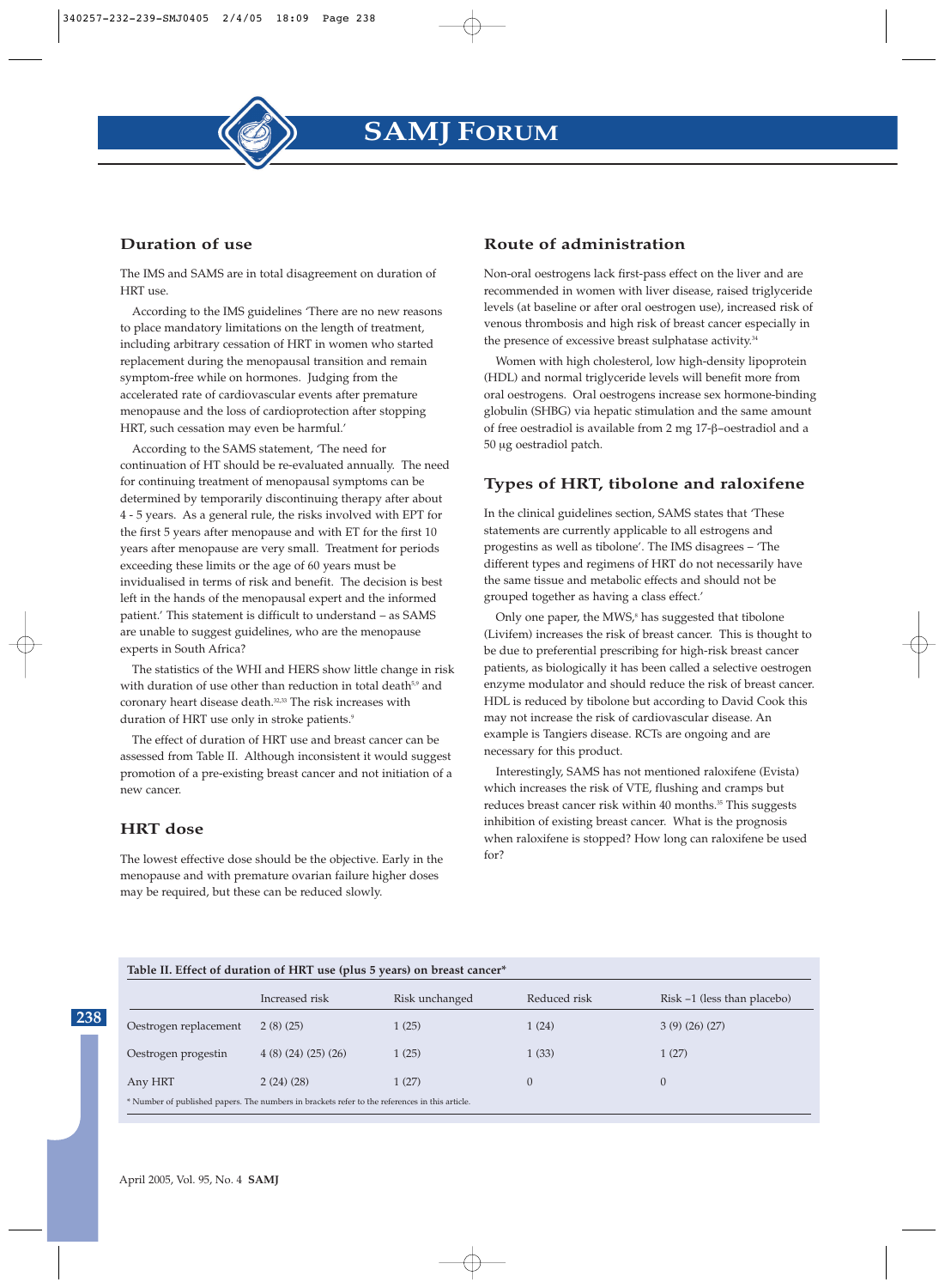## Duration of use

The IMS and SAMS are in total disagreement on duration of HRT use.

According to the IMS guidelines 'There are no new reasons to place mandatory limitations on the length of treatment, including arbitrary cessation of HRT in women who started replacement during the menopausal transition and remain symptom-free while on hormones. Judging from the accelerated rate of cardiovascular events after premature menopause and the loss of cardioprotection after stopping HRT, such cessation may even be harmful.'

According to the SAMS statement, 'The need for continuation of HT should be re-evaluated annually. The need for continuing treatment of menopausal symptoms can be determined by temporarily discontinuing therapy after about 4 - 5 years. As a general rule, the risks involved with EPT for the first 5 years after menopause and with ET for the first 10 years after menopause are very small. Treatment for periods exceeding these limits or the age of 60 years must be individualised in terms of risk and benefit. The decision is best left in the hands of the menopausal expert and the informed patient.' This statement is difficult to understand – as SAMS are unable to suggest guidelines, who are the menopause experts in South Africa?

The statistics of the WHI and HERS show little change in risk with duration of use other than reduction in total death[5,9] and coronary heart disease death.[32,33] The risk increases with duration of HRT use only in stroke patients.[9]

The effect of duration of HRT use and breast cancer can be assessed from Table II. Although inconsistent it would suggest promotion of a pre-existing breast cancer and not initiation of a new cancer.

## HRT dose

The lowest effective dose should be the objective. Early in the menopause and with premature ovarian failure higher doses may be required, but these can be reduced slowly.

## Route of administration

Non-oral oestrogens lack first-pass effect on the liver and are recommended in women with liver disease, raised triglyceride levels (at baseline or after oral oestrogen use), increased risk of venous thrombosis and high risk of breast cancer especially in the presence of excessive breast sulphatase activity.[34]

Women with high cholesterol, low high-density lipoprotein (HDL) and normal triglyceride levels will benefit more from oral oestrogens. Oral oestrogens increase sex hormone-binding globulin (SHBG) via hepatic stimulation and the same amount of free oestradiol is available from 2 mg 17-β–oestradiol and a 50 μg oestradiol patch.

## Types of HRT, tibolone and raloxifene

In the clinical guidelines section, SAMS states that 'These statements are currently applicable to all estrogens and progestins as well as tibolone'. The IMS disagrees – 'The different types and regimens of HRT do not necessarily have the same tissue and metabolic effects and should not be grouped together as having a class effect.'

Only one paper, the MWS,[6] has suggested that tibolone (Livifem) increases the risk of breast cancer. This is thought to be due to preferential prescribing for high-risk breast cancer patients, as biologically it has been called a selective oestrogen enzyme modulator and should reduce the risk of breast cancer. HDL is reduced by tibolone but according to David Cook this may not increase the risk of cardiovascular disease. An example is Tangiers disease. RCTs are ongoing and are necessary for this product.

Interestingly, SAMS has not mentioned raloxifene (Evista) which increases the risk of VTE, flushing and cramps but reduces breast cancer risk within 40 months.[35] This suggests inhibition of existing breast cancer. What is the prognosis when raloxifene is stopped? How long can raloxifene be used for?

**Table II. Effect of duration of HRT use (plus 5 years) on breast cancer***

| | Increased risk | Risk unchanged | Reduced risk | Risk –1 (less than placebo) |
|---|---|---|---|---|
| Oestrogen replacement | 2 (8) (25) | 1 (25) | 1 (24) | 3 (9) (26) (27) |
| Oestrogen progestin | 4 (8) (24) (25) (26) | 1 (25) | 1 (33) | 1 (27) |
| Any HRT | 2 (24) (28) | 1 (27) | 0 | 0 |

* Number of published papers. The numbers in brackets refer to the references in this article.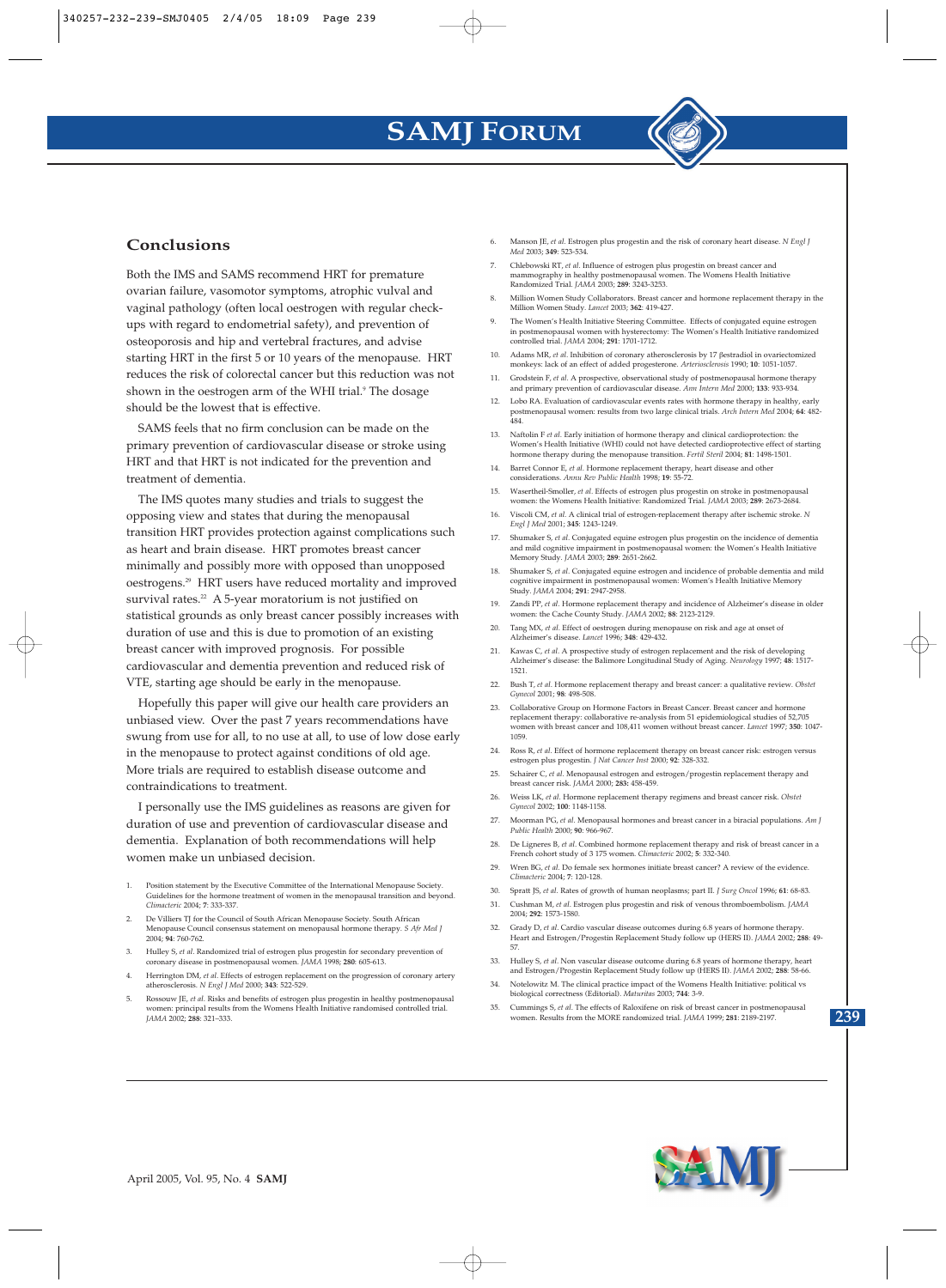## Conclusions

Both the IMS and SAMS recommend HRT for premature ovarian failure, vasomotor symptoms, atrophic vulval and vaginal pathology (often local oestrogen with regular check-ups with regard to endometrial safety), and prevention of osteoporosis and hip and vertebral fractures, and advise starting HRT in the first 5 or 10 years of the menopause. HRT reduces the risk of colorectal cancer but this reduction was not shown in the oestrogen arm of the WHI trial.[9] The dosage should be the lowest that is effective.

SAMS feels that no firm conclusion can be made on the primary prevention of cardiovascular disease or stroke using HRT and that HRT is not indicated for the prevention and treatment of dementia.

The IMS quotes many studies and trials to suggest the opposing view and states that during the menopausal transition HRT provides protection against complications such as heart and brain disease. HRT promotes breast cancer minimally and possibly more with opposed than unopposed oestrogens.[29] HRT users have reduced mortality and improved survival rates.[22] A 5-year moratorium is not justified on statistical grounds as only breast cancer possibly increases with duration of use and this is due to promotion of an existing breast cancer with improved prognosis. For possible cardiovascular and dementia prevention and reduced risk of VTE, starting age should be early in the menopause.

Hopefully this paper will give our health care providers an unbiased view. Over the past 7 years recommendations have swung from use for all, to no use at all, to use of low dose early in the menopause to protect against conditions of old age. More trials are required to establish disease outcome and contraindications to treatment.

I personally use the IMS guidelines as reasons are given for duration of use and prevention of cardiovascular disease and dementia. Explanation of both recommendations will help women make un unbiased decision.

1. Position statement by the Executive Committee of the International Menopause Society. Guidelines for the hormone treatment of women in the menopausal transition and beyond. *Climacteric* 2004; **7**: 333-337.
2. De Villiers TJ for the Council of South African Menopause Society. South African Menopause Council consensus statement on menopausal hormone therapy. *S Afr Med J* 2004; **94**: 760-762.
3. Hulley S, *et al*. Randomized trial of estrogen plus progestin for secondary prevention of coronary disease in postmenopausal women. *JAMA* 1998; **280**: 605-613.
4. Herrington DM, *et al*. Effects of estrogen replacement on the progression of coronary artery atherosclerosis. *N Engl J Med* 2000; **343**: 522-529.
5. Rossouw JE, *et al*. Risks and benefits of estrogen plus progestin in healthy postmenopausal women: principal results from the Womens Health Initiative randomised controlled trial. *JAMA* 2002; **288**: 321–333.
6. Manson JE, *et al*. Estrogen plus progestin and the risk of coronary heart disease. *N Engl J Med* 2003; **349**: 523-534.
7. Chlebowski RT, *et al*. Influence of estrogen plus progestin on breast cancer and mammography in healthy postmenopausal women. The Womens Health Initiative Randomized Trial. *JAMA* 2003; **289**: 3243-3253.
8. Million Women Study Collaborators. Breast cancer and hormone replacement therapy in the Million Women Study. *Lancet* 2003; **362**: 419-427.
9. The Women's Health Initiative Steering Committee. Effects of conjugated equine estrogen in postmenopausal women with hysterectomy: The Women's Health Initiative randomized controlled trial. *JAMA* 2004; **291**: 1701-1712.
10. Adams MR, *et al*. Inhibition of coronary atherosclerosis by 17 βestradiol in ovariectomized monkeys: lack of an effect of added progesterone. *Arteriosclerosis* 1990; **10**: 1051-1057.
11. Grodstein F, *et al*. A prospective, observational study of postmenopausal hormone therapy and primary prevention of cardiovascular disease. *Ann Intern Med* 2000; **133**: 933-934.
12. Lobo RA. Evaluation of cardiovascular events rates with hormone therapy in healthy, early postmenopausal women: results from two large clinical trials. *Arch Intern Med* 2004; **64**: 482-484.
13. Naftolin F *et al*. Early initiation of hormone therapy and clinical cardioprotection: the Women's Health Initiative (WHI) could not have detected cardioprotective effect of starting hormone therapy during the menopause transition. *Fertil Steril* 2004; **81**: 1498-1501.
14. Barret Connor E, *et al*. Hormone replacement therapy, heart disease and other considerations. *Annu Rev Public Health* 1998; **19**: 55-72.
15. Waserthiel-Smoller, *et al*. Effects of estrogen plus progestin on stroke in postmenopausal women: the Womens Health Initiative: Randomized Trial. *JAMA* 2003; **289**: 2673-2684.
16. Viscoli CM, *et al*. A clinical trial of estrogen-replacement therapy after ischemic stroke. *N Engl J Med* 2001; **345**: 1243-1249.
17. Shumaker S, *et al*. Conjugated equine estrogen plus progestin on the incidence of dementia and mild cognitive impairment in postmenopausal women: the Women's Health Initiative Memory Study. *JAMA* 2003; **289**: 2651-2662.
18. Shumaker S, *et al*. Conjugated equine estrogen and incidence of probable dementia and mild cognitive impairment in postmenopausal women: Women's Health Initiative Memory Study. *JAMA* 2004; **291**: 2947-2958.
19. Zandi PP, *et al*. Hormone replacement therapy and incidence of Alzheimer's disease in older women: the Cache County Study. *JAMA* 2002; **88**: 2123-2129.
20. Tang MX, *et al*. Effect of oestrogen during menopause on risk and age at onset of Alzheimer's disease. *Lancet* 1996; **348**: 429-432.
21. Kawas C, *et al*. A prospective study of estrogen replacement and the risk of developing Alzheimer's disease: the Balimore Longitudinal Study of Aging. *Neurology* 1997; **48**: 1517-1521.
22. Bush T, *et al*. Hormone replacement therapy and breast cancer: a qualitative review. *Obstet Gynecol* 2001; **98**: 498-508.
23. Collaborative Group on Hormone Factors in Breast Cancer. Breast cancer and hormone replacement therapy: collaborative re-analysis from 51 epidemiological studies of 52,705 women with breast cancer and 108,411 women without breast cancer. *Lancet* 1997; **350**: 1047-1059.
24. Ross R, *et al*. Effect of hormone replacement therapy on breast cancer risk: estrogen versus estrogen plus progestin. *J Nat Cancer Inst* 2000; **92**: 328-332.
25. Schairer C, *et al*. Menopausal estrogen and estrogen/progestin replacement therapy and breast cancer risk. *JAMA* 2000; **283**: 458-459.
26. Weiss LK, *et al*. Hormone replacement therapy regimens and breast cancer risk. *Obstet Gynecol* 2002; **100**: 1148-1158.
27. Moorman PG, *et al*. Menopausal hormones and breast cancer in a biracial populations. *Am J Public Health* 2000; **90**: 966-967.
28. De Ligneres B, *et al*. Combined hormone replacement therapy and risk of breast cancer in a French cohort study of 3 175 women. *Climacteric* 2002; **5**: 332-340.
29. Wren BG, *et al*. Do female sex hormones initiate breast cancer? A review of the evidence. *Climacteric* 2004; **7**: 120-128.
30. Spratt JS, *et al*. Rates of growth of human neoplasms; part II. *J Surg Oncol* 1996; **61**: 68-83.
31. Cushman M, *et al*. Estrogen plus progestin and risk of venous thromboembolism. *JAMA* 2004; **292**: 1573-1580.
32. Grady D, *et al*. Cardio vascular disease outcomes during 6.8 years of hormone therapy. Heart and Estrogen/Progestin Replacement Study follow up (HERS II). *JAMA* 2002; **288**: 49-57.
33. Hulley S, *et al*. Non vascular disease outcome during 6.8 years of hormone therapy, heart and Estrogen/Progestin Replacement Study follow up (HERS II). *JAMA* 2002; **288**: 58-66.
34. Notelowitz M. The clinical practice impact of the Womens Health Initiative: political vs biological correctness (Editorial). *Maturitas* 2003; **744**: 3-9.
35. Cummings S, *et al*. The effects of Raloxifene on risk of breast cancer in postmenopausal women. Results from the MORE randomized trial. *JAMA* 1999; **281**: 2189-2197.